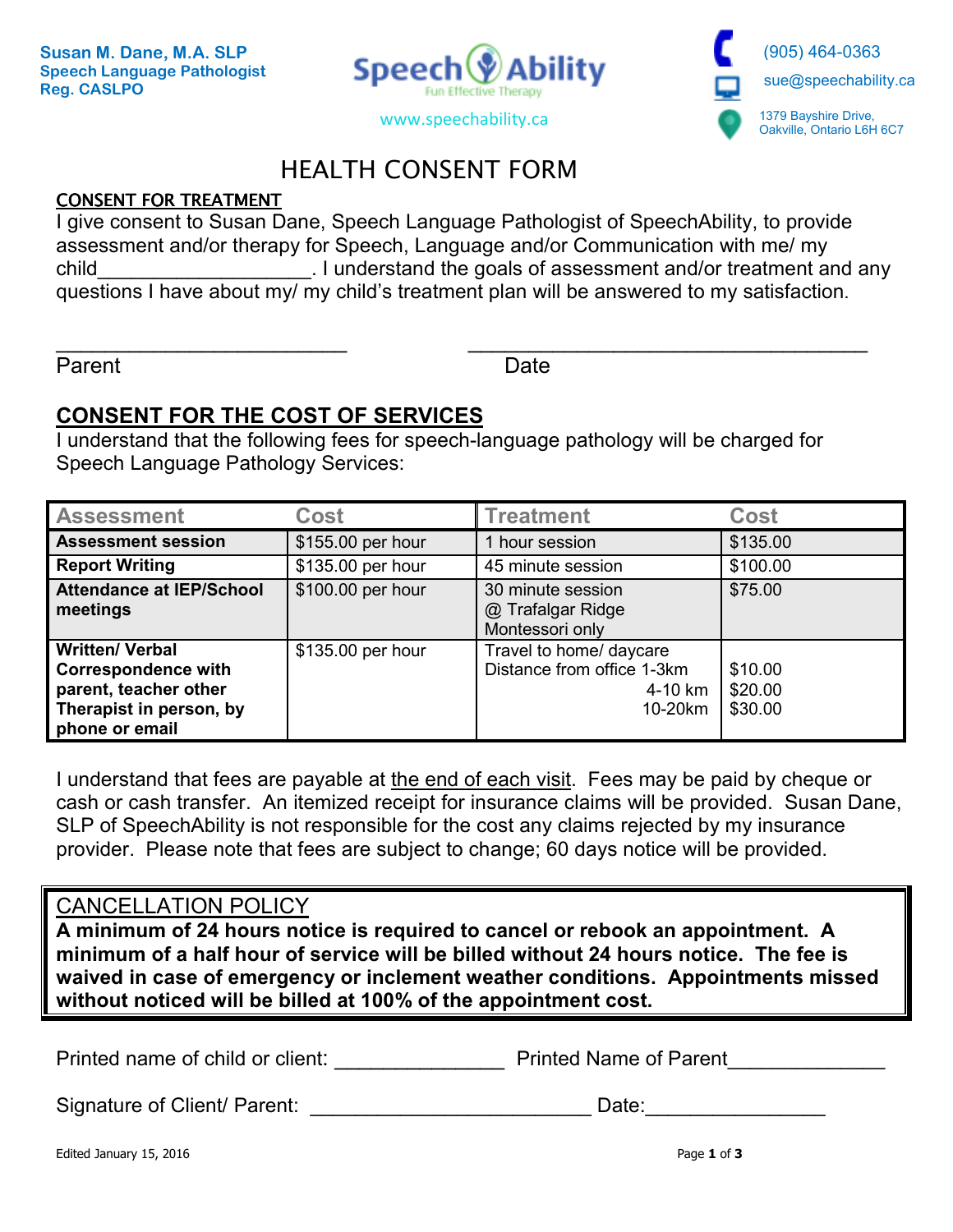Susan M. Dane, M.A. SLP
Speech Language Pathologist
Reg. CASLPO

SpeechAbility
Fun Effective Therapy

www.speechability.ca

(905) 464-0363
sue@speechability.ca
1379 Bayshire Drive,
Oakville, Ontario L6H 6C7

# HEALTH CONSENT FORM

## CONSENT FOR TREATMENT

I give consent to Susan Dane, Speech Language Pathologist of SpeechAbility, to provide assessment and/or therapy for Speech, Language and/or Communication with me/ my child___________________. I understand the goals of assessment and/or treatment and any questions I have about my/ my child's treatment plan will be answered to my satisfaction.

_________________________ _________________________________

Parent Date

## CONSENT FOR THE COST OF SERVICES

I understand that the following fees for speech-language pathology will be charged for Speech Language Pathology Services:

| Assessment | Cost | Treatment | Cost |
|---|---|---|---|
| **Assessment session** | $155.00 per hour | 1 hour session | $135.00 |
| **Report Writing** | $135.00 per hour | 45 minute session | $100.00 |
| **Attendance at IEP/School meetings** | $100.00 per hour | 30 minute session @ Trafalgar Ridge Montessori only | $75.00 |
| **Written/ Verbal Correspondence with parent, teacher other Therapist in person, by phone or email** | $135.00 per hour | Travel to home/ daycare<br>Distance from office 1-3km<br>4-10 km<br>10-20km | <br>$10.00<br>$20.00<br>$30.00 |

I understand that fees are payable at the end of each visit. Fees may be paid by cheque or cash or cash transfer. An itemized receipt for insurance claims will be provided. Susan Dane, SLP of SpeechAbility is not responsible for the cost any claims rejected by my insurance provider. Please note that fees are subject to change; 60 days notice will be provided.

## CANCELLATION POLICY

**A minimum of 24 hours notice is required to cancel or rebook an appointment. A minimum of a half hour of service will be billed without 24 hours notice. The fee is waived in case of emergency or inclement weather conditions. Appointments missed without noticed will be billed at 100% of the appointment cost.**

Printed name of child or client: _______________ Printed Name of Parent______________

Signature of Client/ Parent: _________________________ Date:________________

Edited January 15, 2016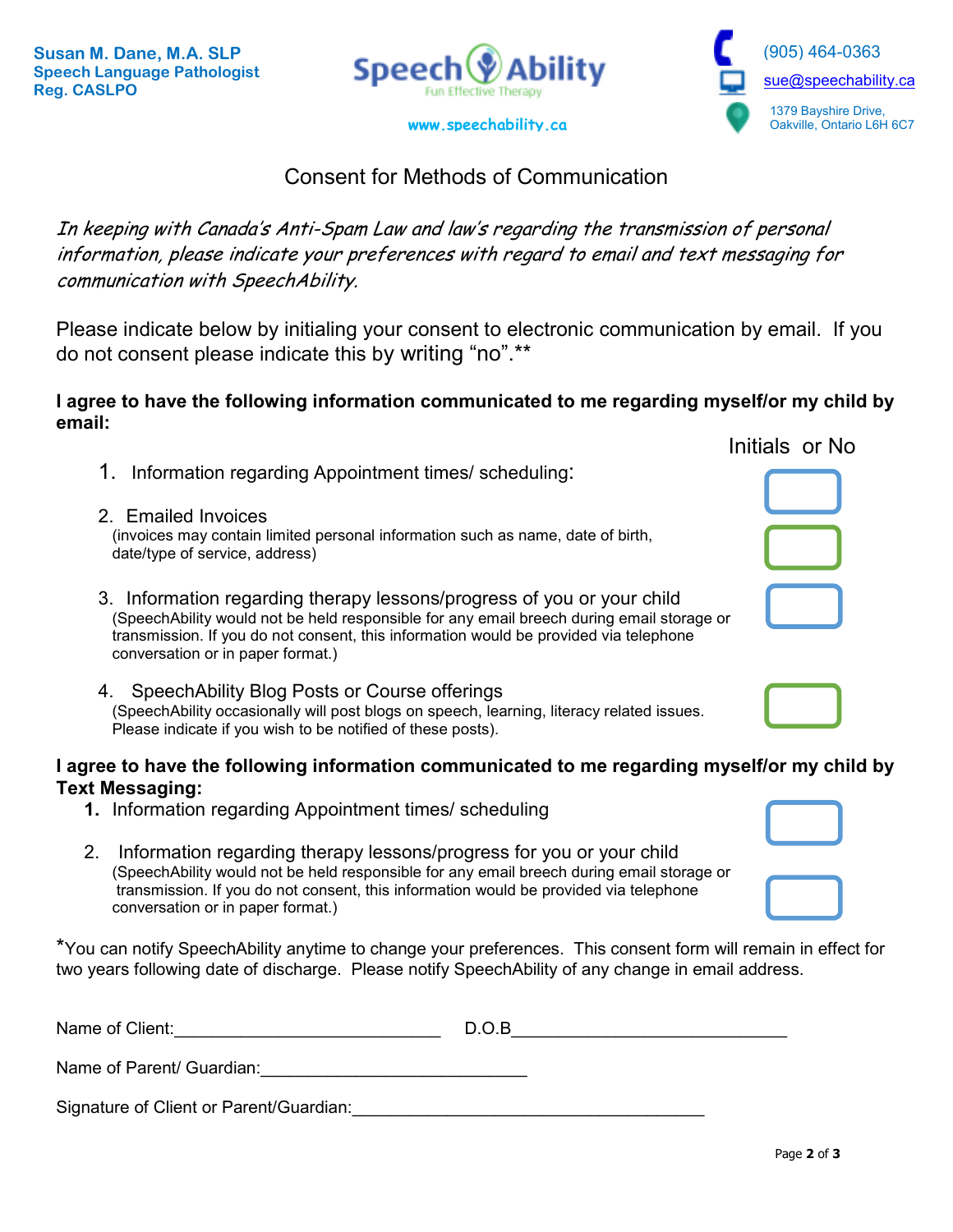Susan M. Dane, M.A. SLP
Speech Language Pathologist
Reg. CASLPO

SpeechAbility
Fun Effective Therapy

www.speechability.ca

(905) 464-0363
sue@speechability.ca
1379 Bayshire Drive,
Oakville, Ontario L6H 6C7

# Consent for Methods of Communication

*In keeping with Canada's Anti-Spam Law and law's regarding the transmission of personal information, please indicate your preferences with regard to email and text messaging for communication with SpeechAbility.*

Please indicate below by initialing your consent to electronic communication by email. If you do not consent please indicate this by writing "no".**

**I agree to have the following information communicated to me regarding myself/or my child by email:**

Initials or No

1. Information regarding Appointment times/ scheduling: ☐

2. Emailed Invoices ☐
   (invoices may contain limited personal information such as name, date of birth, date/type of service, address)

3. Information regarding therapy lessons/progress of you or your child ☐
   (SpeechAbility would not be held responsible for any email breech during email storage or transmission. If you do not consent, this information would be provided via telephone conversation or in paper format.)

4. SpeechAbility Blog Posts or Course offerings ☐
   (SpeechAbility occasionally will post blogs on speech, learning, literacy related issues. Please indicate if you wish to be notified of these posts).

**I agree to have the following information communicated to me regarding myself/or my child by Text Messaging:**

1. Information regarding Appointment times/ scheduling ☐

2. Information regarding therapy lessons/progress for you or your child ☐
   (SpeechAbility would not be held responsible for any email breech during email storage or transmission. If you do not consent, this information would be provided via telephone conversation or in paper format.)

*You can notify SpeechAbility anytime to change your preferences. This consent form will remain in effect for two years following date of discharge. Please notify SpeechAbility of any change in email address.

Name of Client:____________________________ D.O.B_____________________________

Name of Parent/ Guardian:____________________________

Signature of Client or Parent/Guardian:_____________________________________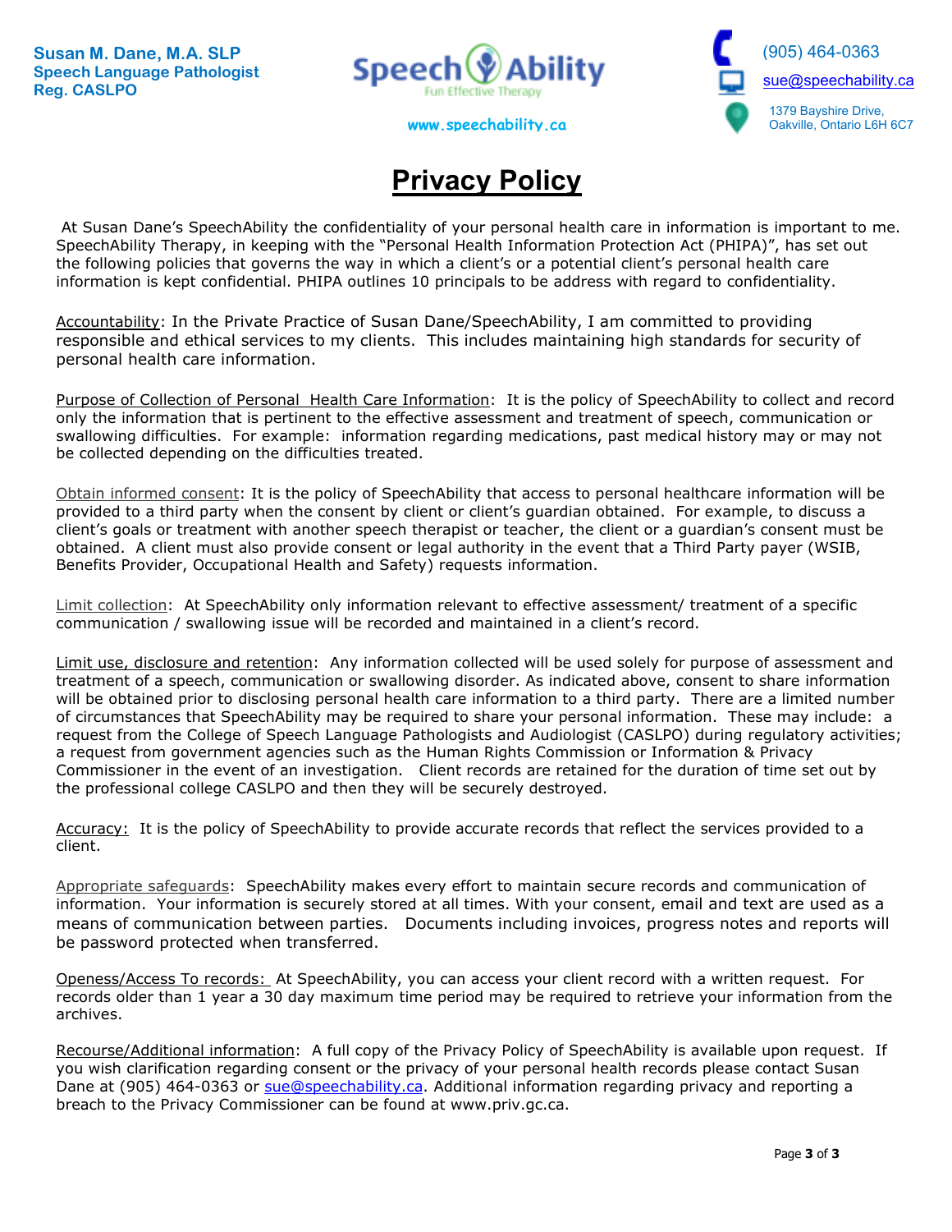**Susan M. Dane, M.A. SLP**
**Speech Language Pathologist**
**Reg. CASLPO**

SpeechAbility
Fun Effective Therapy

www.speechability.ca

(905) 464-0363
sue@speechability.ca
1379 Bayshire Drive, Oakville, Ontario L6H 6C7

# Privacy Policy

At Susan Dane's SpeechAbility the confidentiality of your personal health care in information is important to me. SpeechAbility Therapy, in keeping with the "Personal Health Information Protection Act (PHIPA)", has set out the following policies that governs the way in which a client's or a potential client's personal health care information is kept confidential. PHIPA outlines 10 principals to be address with regard to confidentiality.

Accountability: In the Private Practice of Susan Dane/SpeechAbility, I am committed to providing responsible and ethical services to my clients. This includes maintaining high standards for security of personal health care information.

Purpose of Collection of Personal Health Care Information: It is the policy of SpeechAbility to collect and record only the information that is pertinent to the effective assessment and treatment of speech, communication or swallowing difficulties. For example: information regarding medications, past medical history may or may not be collected depending on the difficulties treated.

Obtain informed consent: It is the policy of SpeechAbility that access to personal healthcare information will be provided to a third party when the consent by client or client's guardian obtained. For example, to discuss a client's goals or treatment with another speech therapist or teacher, the client or a guardian's consent must be obtained. A client must also provide consent or legal authority in the event that a Third Party payer (WSIB, Benefits Provider, Occupational Health and Safety) requests information.

Limit collection: At SpeechAbility only information relevant to effective assessment/ treatment of a specific communication / swallowing issue will be recorded and maintained in a client's record.

Limit use, disclosure and retention: Any information collected will be used solely for purpose of assessment and treatment of a speech, communication or swallowing disorder. As indicated above, consent to share information will be obtained prior to disclosing personal health care information to a third party. There are a limited number of circumstances that SpeechAbility may be required to share your personal information. These may include: a request from the College of Speech Language Pathologists and Audiologist (CASLPO) during regulatory activities; a request from government agencies such as the Human Rights Commission or Information & Privacy Commissioner in the event of an investigation. Client records are retained for the duration of time set out by the professional college CASLPO and then they will be securely destroyed.

Accuracy: It is the policy of SpeechAbility to provide accurate records that reflect the services provided to a client.

Appropriate safeguards: SpeechAbility makes every effort to maintain secure records and communication of information. Your information is securely stored at all times. With your consent, email and text are used as a means of communication between parties. Documents including invoices, progress notes and reports will be password protected when transferred.

Openess/Access To records: At SpeechAbility, you can access your client record with a written request. For records older than 1 year a 30 day maximum time period may be required to retrieve your information from the archives.

Recourse/Additional information: A full copy of the Privacy Policy of SpeechAbility is available upon request. If you wish clarification regarding consent or the privacy of your personal health records please contact Susan Dane at (905) 464-0363 or sue@speechability.ca. Additional information regarding privacy and reporting a breach to the Privacy Commissioner can be found at www.priv.gc.ca.